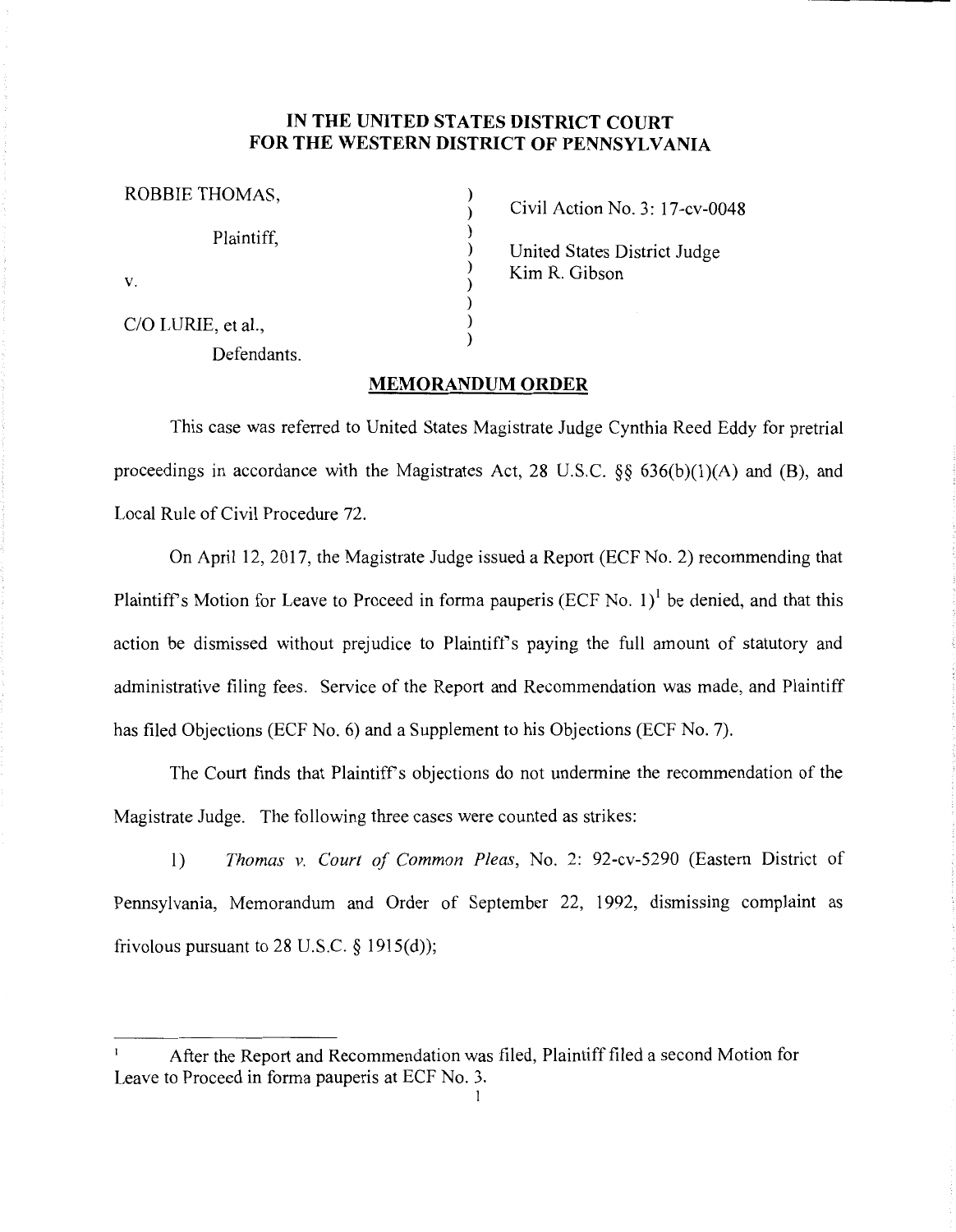**IN THE UNITED STATES DISTRICT COURT**
**FOR THE WESTERN DISTRICT OF PENNSYLVANIA**

| | | |
|---|---|---|
| ROBBIE THOMAS, | ) | Civil Action No. 3: 17-cv-0048 |
| Plaintiff, | ) | |
| | ) | United States District Judge |
| v. | ) | Kim R. Gibson |
| | ) | |
| C/O LURIE, et al., | ) | |
| Defendants. | ) | |

**MEMORANDUM ORDER**

This case was referred to United States Magistrate Judge Cynthia Reed Eddy for pretrial proceedings in accordance with the Magistrates Act, 28 U.S.C. §§ 636(b)(1)(A) and (B), and Local Rule of Civil Procedure 72.

On April 12, 2017, the Magistrate Judge issued a Report (ECF No. 2) recommending that Plaintiff's Motion for Leave to Proceed in forma pauperis (ECF No. 1)[1] be denied, and that this action be dismissed without prejudice to Plaintiff's paying the full amount of statutory and administrative filing fees. Service of the Report and Recommendation was made, and Plaintiff has filed Objections (ECF No. 6) and a Supplement to his Objections (ECF No. 7).

The Court finds that Plaintiff's objections do not undermine the recommendation of the Magistrate Judge. The following three cases were counted as strikes:

1) *Thomas v. Court of Common Pleas*, No. 2: 92-cv-5290 (Eastern District of Pennsylvania, Memorandum and Order of September 22, 1992, dismissing complaint as frivolous pursuant to 28 U.S.C. § 1915(d));

---

[1] After the Report and Recommendation was filed, Plaintiff filed a second Motion for Leave to Proceed in forma pauperis at ECF No. 3.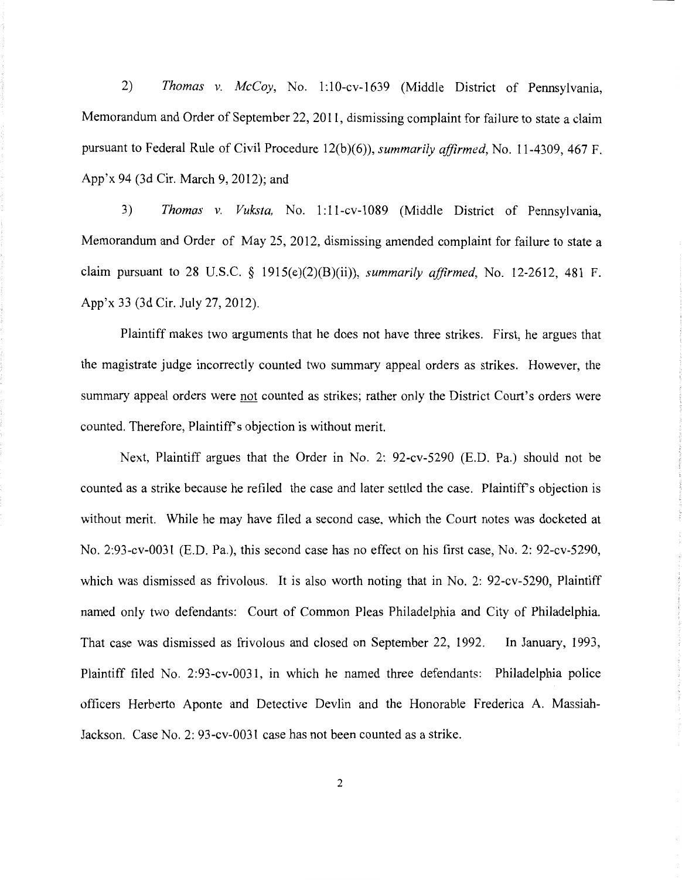2) *Thomas v. McCoy*, No. 1:10-cv-1639 (Middle District of Pennsylvania, Memorandum and Order of September 22, 2011, dismissing complaint for failure to state a claim pursuant to Federal Rule of Civil Procedure 12(b)(6)), *summarily affirmed*, No. 11-4309, 467 F. App'x 94 (3d Cir. March 9, 2012); and

3) *Thomas v. Vuksta*, No. 1:11-cv-1089 (Middle District of Pennsylvania, Memorandum and Order of May 25, 2012, dismissing amended complaint for failure to state a claim pursuant to 28 U.S.C. § 1915(e)(2)(B)(ii)), *summarily affirmed*, No. 12-2612, 481 F. App'x 33 (3d Cir. July 27, 2012).

Plaintiff makes two arguments that he does not have three strikes. First, he argues that the magistrate judge incorrectly counted two summary appeal orders as strikes. However, the summary appeal orders were not counted as strikes; rather only the District Court's orders were counted. Therefore, Plaintiff's objection is without merit.

Next, Plaintiff argues that the Order in No. 2: 92-cv-5290 (E.D. Pa.) should not be counted as a strike because he refiled the case and later settled the case. Plaintiff's objection is without merit. While he may have filed a second case, which the Court notes was docketed at No. 2:93-cv-0031 (E.D. Pa.), this second case has no effect on his first case, No. 2: 92-cv-5290, which was dismissed as frivolous. It is also worth noting that in No. 2: 92-cv-5290, Plaintiff named only two defendants: Court of Common Pleas Philadelphia and City of Philadelphia. That case was dismissed as frivolous and closed on September 22, 1992. In January, 1993, Plaintiff filed No. 2:93-cv-0031, in which he named three defendants: Philadelphia police officers Herberto Aponte and Detective Devlin and the Honorable Frederica A. Massiah-Jackson. Case No. 2: 93-cv-0031 case has not been counted as a strike.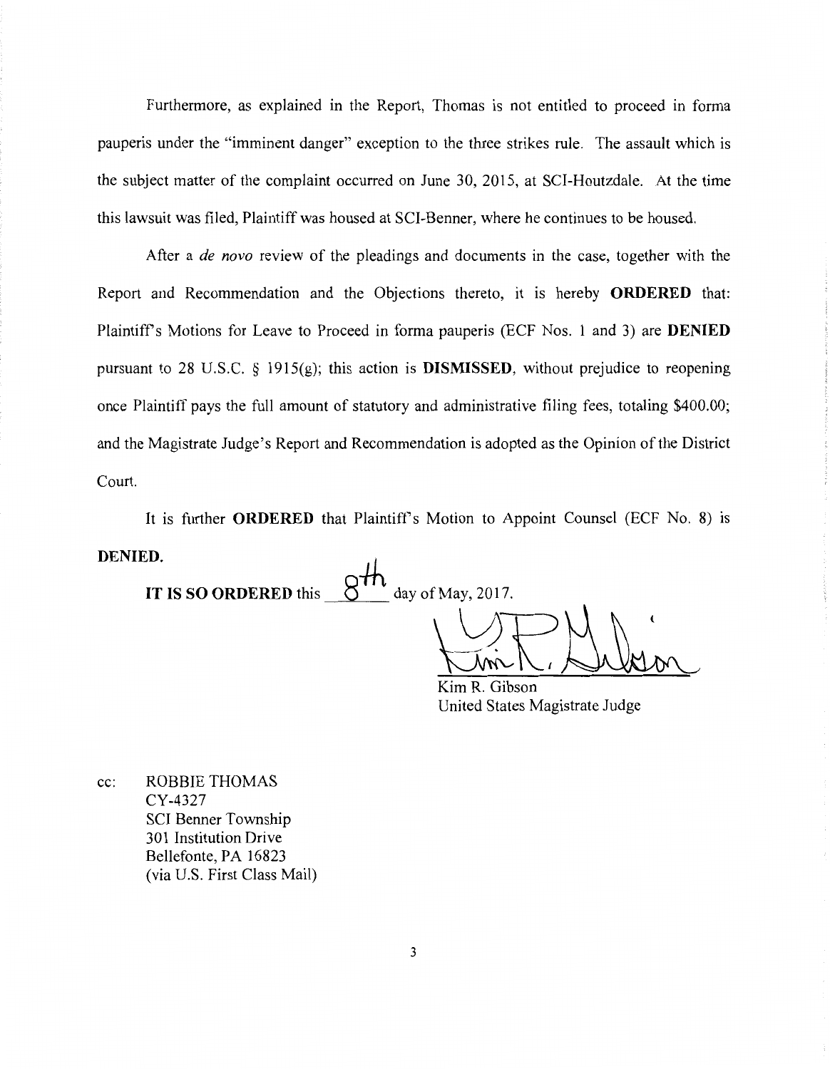Furthermore, as explained in the Report, Thomas is not entitled to proceed in forma pauperis under the "imminent danger" exception to the three strikes rule. The assault which is the subject matter of the complaint occurred on June 30, 2015, at SCI-Houtzdale. At the time this lawsuit was filed, Plaintiff was housed at SCI-Benner, where he continues to be housed.

After a *de novo* review of the pleadings and documents in the case, together with the Report and Recommendation and the Objections thereto, it is hereby **ORDERED** that: Plaintiff's Motions for Leave to Proceed in forma pauperis (ECF Nos. 1 and 3) are **DENIED** pursuant to 28 U.S.C. § 1915(g); this action is **DISMISSED**, without prejudice to reopening once Plaintiff pays the full amount of statutory and administrative filing fees, totaling $400.00; and the Magistrate Judge's Report and Recommendation is adopted as the Opinion of the District Court.

It is further **ORDERED** that Plaintiff's Motion to Appoint Counsel (ECF No. 8) is **DENIED.**

**IT IS SO ORDERED** this 8th day of May, 2017.

Kim R. Gibson
United States Magistrate Judge

cc: ROBBIE THOMAS
CY-4327
SCI Benner Township
301 Institution Drive
Bellefonte, PA 16823
(via U.S. First Class Mail)